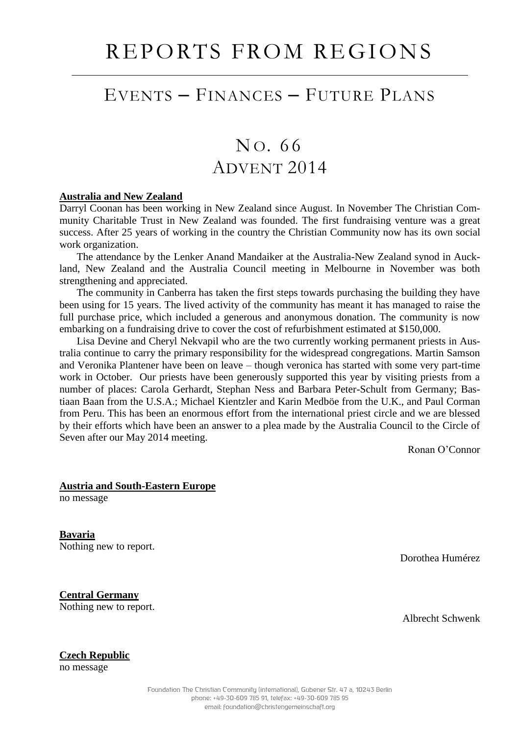# REPORTS FROM REGIONS

## EVENTS – FINANCES – FUTURE PLANS

## NO. 66
## ADVENT 2014

**Australia and New Zealand**

Darryl Coonan has been working in New Zealand since August. In November The Christian Community Charitable Trust in New Zealand was founded. The first fundraising venture was a great success. After 25 years of working in the country the Christian Community now has its own social work organization.

The attendance by the Lenker Anand Mandaiker at the Australia-New Zealand synod in Auckland, New Zealand and the Australia Council meeting in Melbourne in November was both strengthening and appreciated.

The community in Canberra has taken the first steps towards purchasing the building they have been using for 15 years. The lived activity of the community has meant it has managed to raise the full purchase price, which included a generous and anonymous donation. The community is now embarking on a fundraising drive to cover the cost of refurbishment estimated at $150,000.

Lisa Devine and Cheryl Nekvapil who are the two currently working permanent priests in Australia continue to carry the primary responsibility for the widespread congregations. Martin Samson and Veronika Plantener have been on leave – though veronica has started with some very part-time work in October. Our priests have been generously supported this year by visiting priests from a number of places: Carola Gerhardt, Stephan Ness and Barbara Peter-Schult from Germany; Bastiaan Baan from the U.S.A.; Michael Kientzler and Karin Medböe from the U.K., and Paul Corman from Peru. This has been an enormous effort from the international priest circle and we are blessed by their efforts which have been an answer to a plea made by the Australia Council to the Circle of Seven after our May 2014 meeting.

Ronan O'Connor

**Austria and South-Eastern Europe**

no message

**Bavaria**

Nothing new to report.

Dorothea Humérez

**Central Germany**

Nothing new to report.

Albrecht Schwenk

**Czech Republic**

no message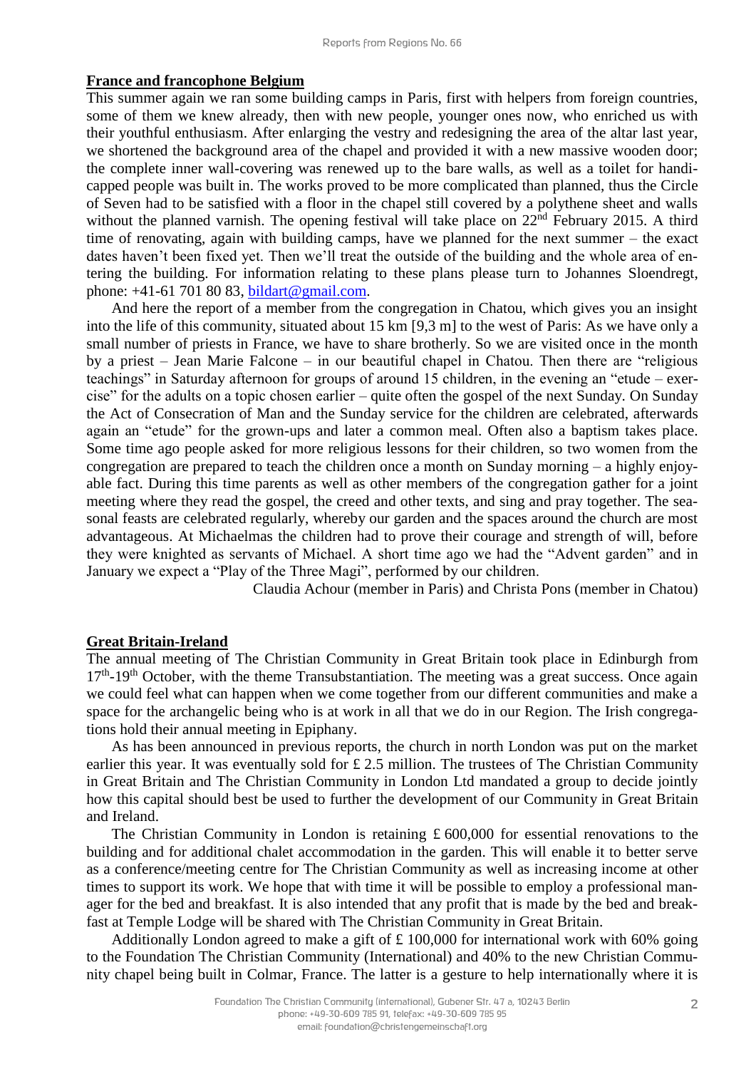## France and francophone Belgium

This summer again we ran some building camps in Paris, first with helpers from foreign countries, some of them we knew already, then with new people, younger ones now, who enriched us with their youthful enthusiasm. After enlarging the vestry and redesigning the area of the altar last year, we shortened the background area of the chapel and provided it with a new massive wooden door; the complete inner wall-covering was renewed up to the bare walls, as well as a toilet for handicapped people was built in. The works proved to be more complicated than planned, thus the Circle of Seven had to be satisfied with a floor in the chapel still covered by a polythene sheet and walls without the planned varnish. The opening festival will take place on 22nd February 2015. A third time of renovating, again with building camps, have we planned for the next summer – the exact dates haven't been fixed yet. Then we'll treat the outside of the building and the whole area of entering the building. For information relating to these plans please turn to Johannes Sloendregt, phone: +41-61 701 80 83, bildart@gmail.com.

And here the report of a member from the congregation in Chatou, which gives you an insight into the life of this community, situated about 15 km [9,3 m] to the west of Paris: As we have only a small number of priests in France, we have to share brotherly. So we are visited once in the month by a priest – Jean Marie Falcone – in our beautiful chapel in Chatou. Then there are "religious teachings" in Saturday afternoon for groups of around 15 children, in the evening an "etude – exercise" for the adults on a topic chosen earlier – quite often the gospel of the next Sunday. On Sunday the Act of Consecration of Man and the Sunday service for the children are celebrated, afterwards again an "etude" for the grown-ups and later a common meal. Often also a baptism takes place. Some time ago people asked for more religious lessons for their children, so two women from the congregation are prepared to teach the children once a month on Sunday morning – a highly enjoyable fact. During this time parents as well as other members of the congregation gather for a joint meeting where they read the gospel, the creed and other texts, and sing and pray together. The seasonal feasts are celebrated regularly, whereby our garden and the spaces around the church are most advantageous. At Michaelmas the children had to prove their courage and strength of will, before they were knighted as servants of Michael. A short time ago we had the "Advent garden" and in January we expect a "Play of the Three Magi", performed by our children.

Claudia Achour (member in Paris) and Christa Pons (member in Chatou)

## Great Britain-Ireland

The annual meeting of The Christian Community in Great Britain took place in Edinburgh from 17th-19th October, with the theme Transubstantiation. The meeting was a great success. Once again we could feel what can happen when we come together from our different communities and make a space for the archangelic being who is at work in all that we do in our Region. The Irish congregations hold their annual meeting in Epiphany.

As has been announced in previous reports, the church in north London was put on the market earlier this year. It was eventually sold for £ 2.5 million. The trustees of The Christian Community in Great Britain and The Christian Community in London Ltd mandated a group to decide jointly how this capital should best be used to further the development of our Community in Great Britain and Ireland.

The Christian Community in London is retaining £ 600,000 for essential renovations to the building and for additional chalet accommodation in the garden. This will enable it to better serve as a conference/meeting centre for The Christian Community as well as increasing income at other times to support its work. We hope that with time it will be possible to employ a professional manager for the bed and breakfast. It is also intended that any profit that is made by the bed and breakfast at Temple Lodge will be shared with The Christian Community in Great Britain.

Additionally London agreed to make a gift of £ 100,000 for international work with 60% going to the Foundation The Christian Community (International) and 40% to the new Christian Community chapel being built in Colmar, France. The latter is a gesture to help internationally where it is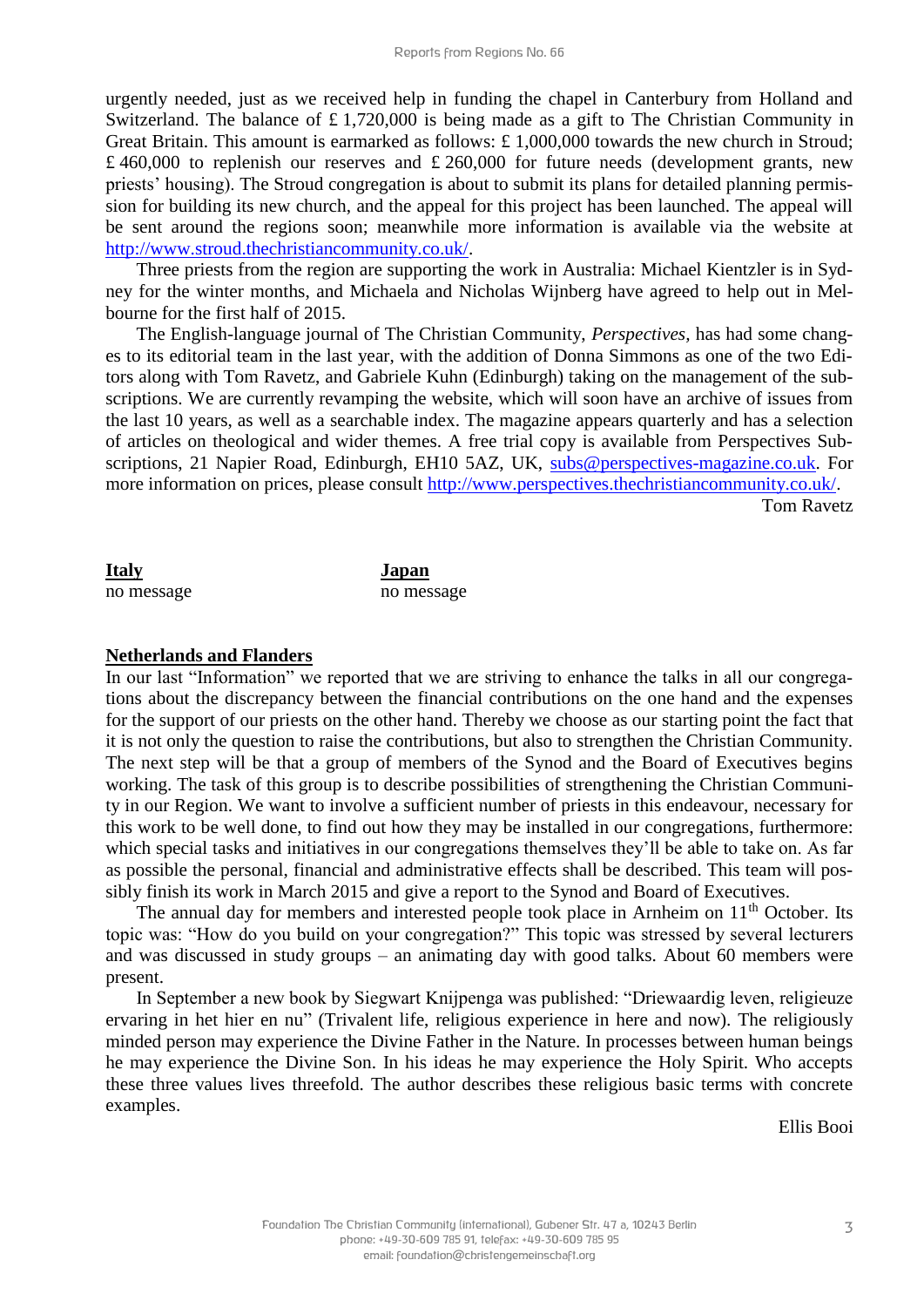urgently needed, just as we received help in funding the chapel in Canterbury from Holland and Switzerland. The balance of £ 1,720,000 is being made as a gift to The Christian Community in Great Britain. This amount is earmarked as follows: £ 1,000,000 towards the new church in Stroud; £ 460,000 to replenish our reserves and £ 260,000 for future needs (development grants, new priests' housing). The Stroud congregation is about to submit its plans for detailed planning permission for building its new church, and the appeal for this project has been launched. The appeal will be sent around the regions soon; meanwhile more information is available via the website at http://www.stroud.thechristiancommunity.co.uk/.

Three priests from the region are supporting the work in Australia: Michael Kientzler is in Sydney for the winter months, and Michaela and Nicholas Wijnberg have agreed to help out in Melbourne for the first half of 2015.

The English-language journal of The Christian Community, *Perspectives*, has had some changes to its editorial team in the last year, with the addition of Donna Simmons as one of the two Editors along with Tom Ravetz, and Gabriele Kuhn (Edinburgh) taking on the management of the subscriptions. We are currently revamping the website, which will soon have an archive of issues from the last 10 years, as well as a searchable index. The magazine appears quarterly and has a selection of articles on theological and wider themes. A free trial copy is available from Perspectives Subscriptions, 21 Napier Road, Edinburgh, EH10 5AZ, UK, subs@perspectives-magazine.co.uk. For more information on prices, please consult http://www.perspectives.thechristiancommunity.co.uk/.

Tom Ravetz

**Italy**
no message

**Japan**
no message

**Netherlands and Flanders**

In our last "Information" we reported that we are striving to enhance the talks in all our congregations about the discrepancy between the financial contributions on the one hand and the expenses for the support of our priests on the other hand. Thereby we choose as our starting point the fact that it is not only the question to raise the contributions, but also to strengthen the Christian Community. The next step will be that a group of members of the Synod and the Board of Executives begins working. The task of this group is to describe possibilities of strengthening the Christian Community in our Region. We want to involve a sufficient number of priests in this endeavour, necessary for this work to be well done, to find out how they may be installed in our congregations, furthermore: which special tasks and initiatives in our congregations themselves they'll be able to take on. As far as possible the personal, financial and administrative effects shall be described. This team will possibly finish its work in March 2015 and give a report to the Synod and Board of Executives.

The annual day for members and interested people took place in Arnheim on 11th October. Its topic was: "How do you build on your congregation?" This topic was stressed by several lecturers and was discussed in study groups – an animating day with good talks. About 60 members were present.

In September a new book by Siegwart Knijpenga was published: "Driewaardig leven, religieuze ervaring in het hier en nu" (Trivalent life, religious experience in here and now). The religiously minded person may experience the Divine Father in the Nature. In processes between human beings he may experience the Divine Son. In his ideas he may experience the Holy Spirit. Who accepts these three values lives threefold. The author describes these religious basic terms with concrete examples.

Ellis Booi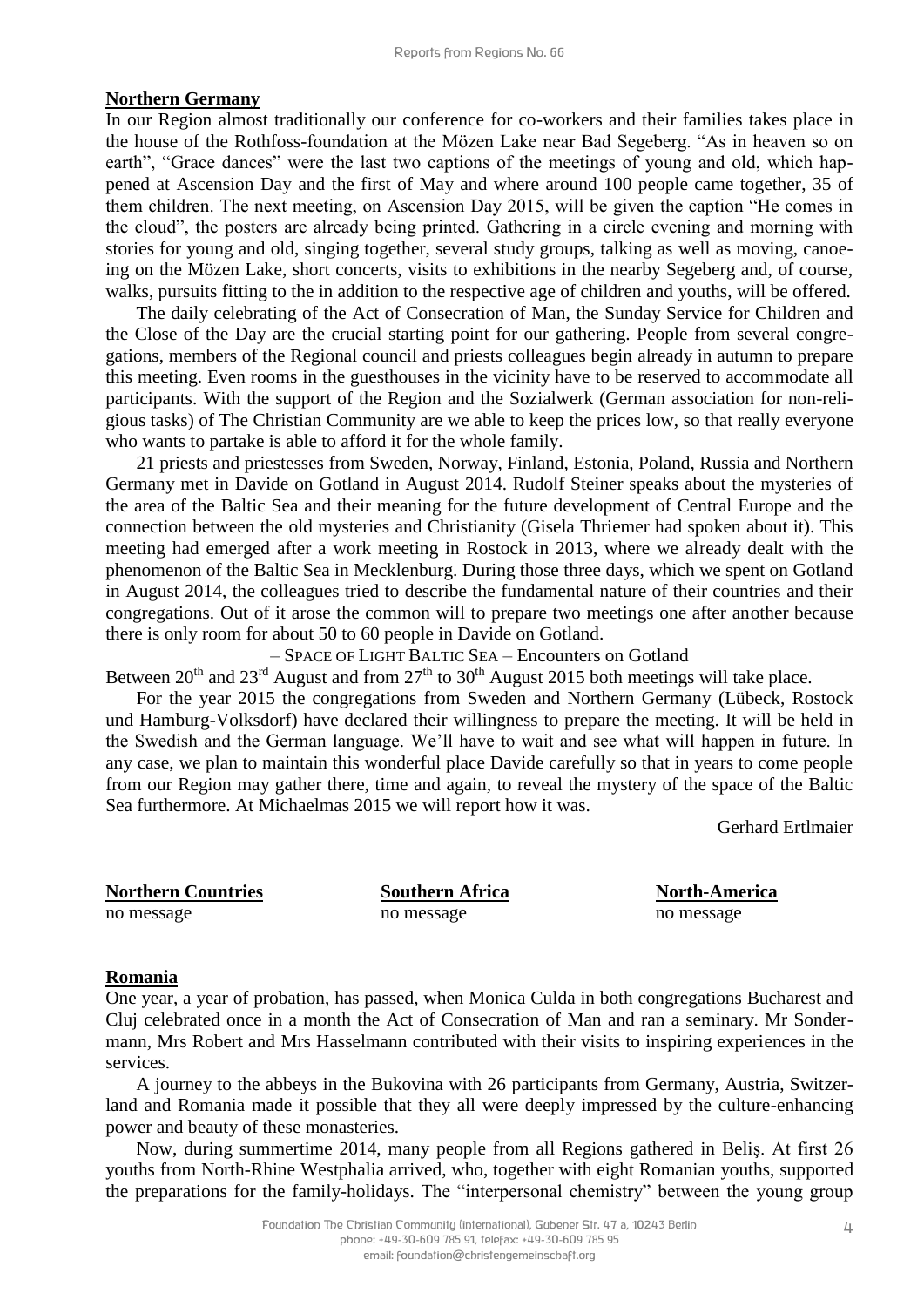## Northern Germany

In our Region almost traditionally our conference for co-workers and their families takes place in the house of the Rothfoss-foundation at the Mözen Lake near Bad Segeberg. "As in heaven so on earth", "Grace dances" were the last two captions of the meetings of young and old, which happened at Ascension Day and the first of May and where around 100 people came together, 35 of them children. The next meeting, on Ascension Day 2015, will be given the caption "He comes in the cloud", the posters are already being printed. Gathering in a circle evening and morning with stories for young and old, singing together, several study groups, talking as well as moving, canoeing on the Mözen Lake, short concerts, visits to exhibitions in the nearby Segeberg and, of course, walks, pursuits fitting to the in addition to the respective age of children and youths, will be offered.

The daily celebrating of the Act of Consecration of Man, the Sunday Service for Children and the Close of the Day are the crucial starting point for our gathering. People from several congregations, members of the Regional council and priests colleagues begin already in autumn to prepare this meeting. Even rooms in the guesthouses in the vicinity have to be reserved to accommodate all participants. With the support of the Region and the Sozialwerk (German association for non-religious tasks) of The Christian Community we are able to keep the prices low, so that really everyone who wants to partake is able to afford it for the whole family.

21 priests and priestesses from Sweden, Norway, Finland, Estonia, Poland, Russia and Northern Germany met in Davide on Gotland in August 2014. Rudolf Steiner speaks about the mysteries of the area of the Baltic Sea and their meaning for the future development of Central Europe and the connection between the old mysteries and Christianity (Gisela Thriemer had spoken about it). This meeting had emerged after a work meeting in Rostock in 2013, where we already dealt with the phenomenon of the Baltic Sea in Mecklenburg. During those three days, which we spent on Gotland in August 2014, the colleagues tried to describe the fundamental nature of their countries and their congregations. Out of it arose the common will to prepare two meetings one after another because there is only room for about 50 to 60 people in Davide on Gotland.

– SPACE OF LIGHT BALTIC SEA – Encounters on Gotland

Between 20th and 23rd August and from 27th to 30th August 2015 both meetings will take place.

For the year 2015 the congregations from Sweden and Northern Germany (Lübeck, Rostock und Hamburg-Volksdorf) have declared their willingness to prepare the meeting. It will be held in the Swedish and the German language. We'll have to wait and see what will happen in future. In any case, we plan to maintain this wonderful place Davide carefully so that in years to come people from our Region may gather there, time and again, to reveal the mystery of the space of the Baltic Sea furthermore. At Michaelmas 2015 we will report how it was.

Gerhard Ertlmaier

## Northern Countries

no message

## Southern Africa

no message

## North-America

no message

## Romania

One year, a year of probation, has passed, when Monica Culda in both congregations Bucharest and Cluj celebrated once in a month the Act of Consecration of Man and ran a seminary. Mr Sondermann, Mrs Robert and Mrs Hasselmann contributed with their visits to inspiring experiences in the services.

A journey to the abbeys in the Bukovina with 26 participants from Germany, Austria, Switzerland and Romania made it possible that they all were deeply impressed by the culture-enhancing power and beauty of these monasteries.

Now, during summertime 2014, many people from all Regions gathered in Beliş. At first 26 youths from North-Rhine Westphalia arrived, who, together with eight Romanian youths, supported the preparations for the family-holidays. The "interpersonal chemistry" between the young group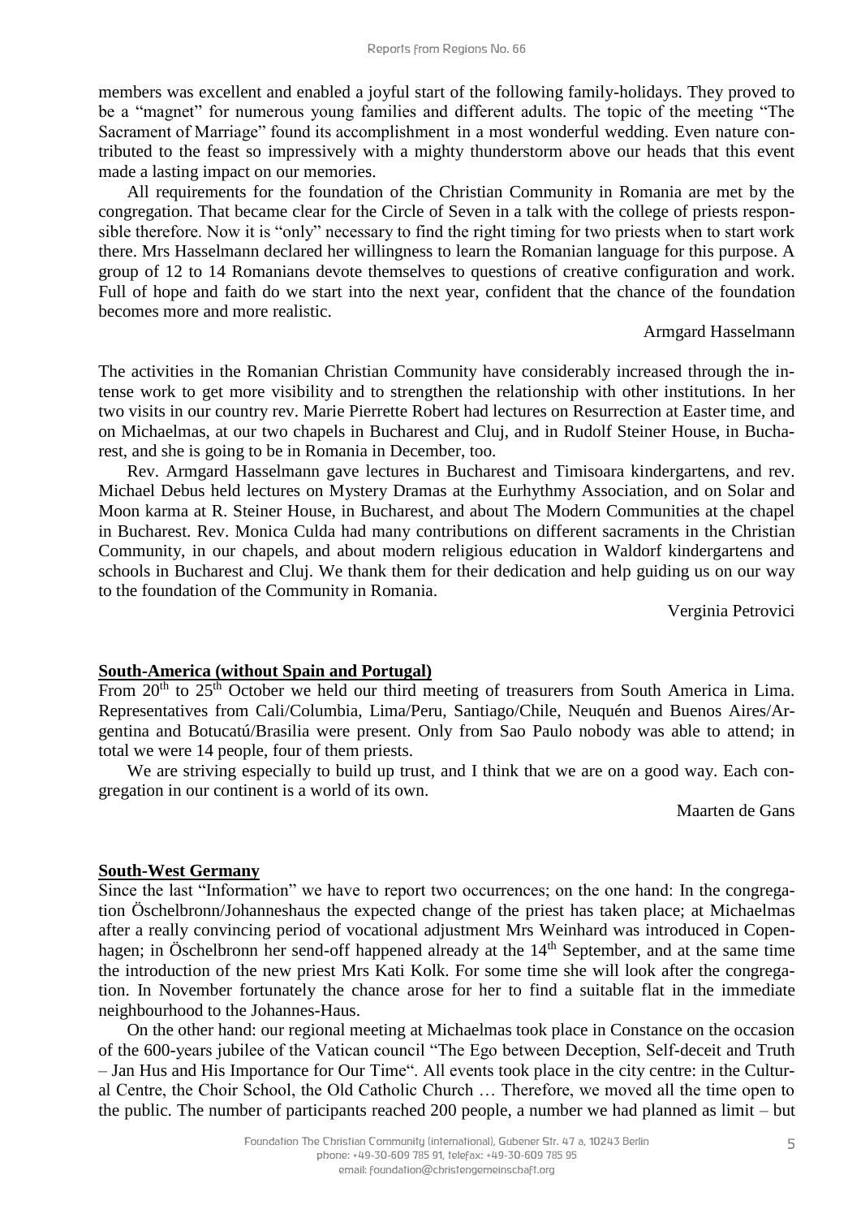members was excellent and enabled a joyful start of the following family-holidays. They proved to be a "magnet" for numerous young families and different adults. The topic of the meeting "The Sacrament of Marriage" found its accomplishment in a most wonderful wedding. Even nature contributed to the feast so impressively with a mighty thunderstorm above our heads that this event made a lasting impact on our memories.

All requirements for the foundation of the Christian Community in Romania are met by the congregation. That became clear for the Circle of Seven in a talk with the college of priests responsible therefore. Now it is "only" necessary to find the right timing for two priests when to start work there. Mrs Hasselmann declared her willingness to learn the Romanian language for this purpose. A group of 12 to 14 Romanians devote themselves to questions of creative configuration and work. Full of hope and faith do we start into the next year, confident that the chance of the foundation becomes more and more realistic.

Armgard Hasselmann

The activities in the Romanian Christian Community have considerably increased through the intense work to get more visibility and to strengthen the relationship with other institutions. In her two visits in our country rev. Marie Pierrette Robert had lectures on Resurrection at Easter time, and on Michaelmas, at our two chapels in Bucharest and Cluj, and in Rudolf Steiner House, in Bucharest, and she is going to be in Romania in December, too.

Rev. Armgard Hasselmann gave lectures in Bucharest and Timisoara kindergartens, and rev. Michael Debus held lectures on Mystery Dramas at the Eurhythmy Association, and on Solar and Moon karma at R. Steiner House, in Bucharest, and about The Modern Communities at the chapel in Bucharest. Rev. Monica Culda had many contributions on different sacraments in the Christian Community, in our chapels, and about modern religious education in Waldorf kindergartens and schools in Bucharest and Cluj. We thank them for their dedication and help guiding us on our way to the foundation of the Community in Romania.

Verginia Petrovici

## South-America (without Spain and Portugal)

From 20th to 25th October we held our third meeting of treasurers from South America in Lima. Representatives from Cali/Columbia, Lima/Peru, Santiago/Chile, Neuquén and Buenos Aires/Argentina and Botucatú/Brasilia were present. Only from Sao Paulo nobody was able to attend; in total we were 14 people, four of them priests.

We are striving especially to build up trust, and I think that we are on a good way. Each congregation in our continent is a world of its own.

Maarten de Gans

## South-West Germany

Since the last "Information" we have to report two occurrences; on the one hand: In the congregation Öschelbronn/Johanneshaus the expected change of the priest has taken place; at Michaelmas after a really convincing period of vocational adjustment Mrs Weinhard was introduced in Copenhagen; in Öschelbronn her send-off happened already at the 14th September, and at the same time the introduction of the new priest Mrs Kati Kolk. For some time she will look after the congregation. In November fortunately the chance arose for her to find a suitable flat in the immediate neighbourhood to the Johannes-Haus.

On the other hand: our regional meeting at Michaelmas took place in Constance on the occasion of the 600-years jubilee of the Vatican council "The Ego between Deception, Self-deceit and Truth – Jan Hus and His Importance for Our Time". All events took place in the city centre: in the Cultural Centre, the Choir School, the Old Catholic Church … Therefore, we moved all the time open to the public. The number of participants reached 200 people, a number we had planned as limit – but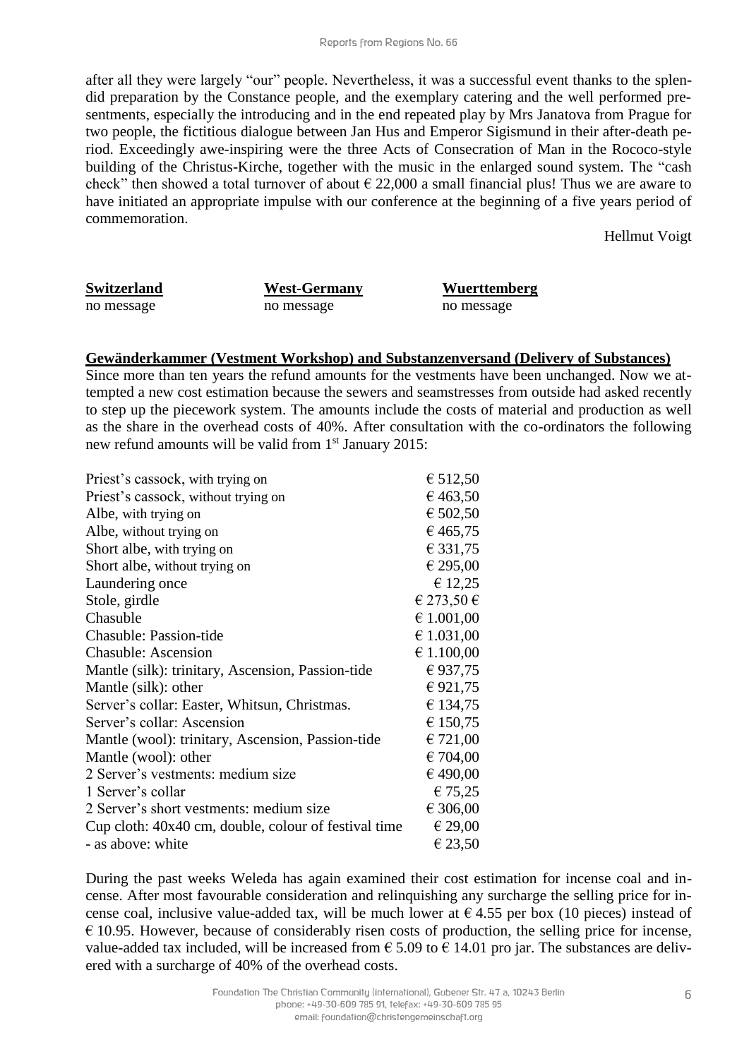after all they were largely "our" people. Nevertheless, it was a successful event thanks to the splendid preparation by the Constance people, and the exemplary catering and the well performed presentments, especially the introducing and in the end repeated play by Mrs Janatova from Prague for two people, the fictitious dialogue between Jan Hus and Emperor Sigismund in their after-death period. Exceedingly awe-inspiring were the three Acts of Consecration of Man in the Rococo-style building of the Christus-Kirche, together with the music in the enlarged sound system. The "cash check" then showed a total turnover of about € 22,000 a small financial plus! Thus we are aware to have initiated an appropriate impulse with our conference at the beginning of a five years period of commemoration.

Hellmut Voigt

| **Switzerland** | **West-Germany** | **Wuerttemberg** |
|---|---|---|
| no message | no message | no message |

**Gewänderkammer (Vestment Workshop) and Substanzenversand (Delivery of Substances)**

Since more than ten years the refund amounts for the vestments have been unchanged. Now we attempted a new cost estimation because the sewers and seamstresses from outside had asked recently to step up the piecework system. The amounts include the costs of material and production as well as the share in the overhead costs of 40%. After consultation with the co-ordinators the following new refund amounts will be valid from 1st January 2015:

| | |
|---|---|
| Priest's cassock, with trying on | € 512,50 |
| Priest's cassock, without trying on | € 463,50 |
| Albe, with trying on | € 502,50 |
| Albe, without trying on | € 465,75 |
| Short albe, with trying on | € 331,75 |
| Short albe, without trying on | € 295,00 |
| Laundering once | € 12,25 |
| Stole, girdle | € 273,50 € |
| Chasuble | € 1.001,00 |
| Chasuble: Passion-tide | € 1.031,00 |
| Chasuble: Ascension | € 1.100,00 |
| Mantle (silk): trinitary, Ascension, Passion-tide | € 937,75 |
| Mantle (silk): other | € 921,75 |
| Server's collar: Easter, Whitsun, Christmas. | € 134,75 |
| Server's collar: Ascension | € 150,75 |
| Mantle (wool): trinitary, Ascension, Passion-tide | € 721,00 |
| Mantle (wool): other | € 704,00 |
| 2 Server's vestments: medium size | € 490,00 |
| 1 Server's collar | € 75,25 |
| 2 Server's short vestments: medium size | € 306,00 |
| Cup cloth: 40x40 cm, double, colour of festival time | € 29,00 |
| - as above: white | € 23,50 |

During the past weeks Weleda has again examined their cost estimation for incense coal and incense. After most favourable consideration and relinquishing any surcharge the selling price for incense coal, inclusive value-added tax, will be much lower at € 4.55 per box (10 pieces) instead of € 10.95. However, because of considerably risen costs of production, the selling price for incense, value-added tax included, will be increased from € 5.09 to € 14.01 pro jar. The substances are delivered with a surcharge of 40% of the overhead costs.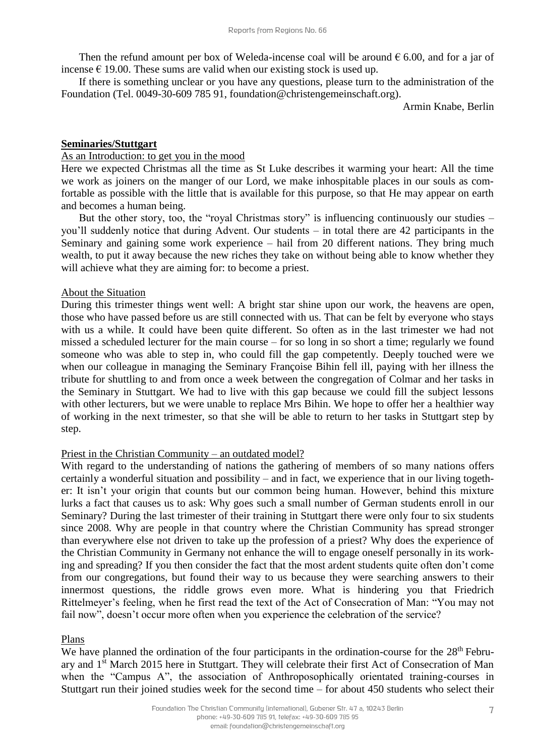Then the refund amount per box of Weleda-incense coal will be around € 6.00, and for a jar of incense € 19.00. These sums are valid when our existing stock is used up.

If there is something unclear or you have any questions, please turn to the administration of the Foundation (Tel. 0049-30-609 785 91, foundation@christengemeinschaft.org).

Armin Knabe, Berlin

## Seminaries/Stuttgart

As an Introduction: to get you in the mood

Here we expected Christmas all the time as St Luke describes it warming your heart: All the time we work as joiners on the manger of our Lord, we make inhospitable places in our souls as comfortable as possible with the little that is available for this purpose, so that He may appear on earth and becomes a human being.

But the other story, too, the "royal Christmas story" is influencing continuously our studies – you'll suddenly notice that during Advent. Our students – in total there are 42 participants in the Seminary and gaining some work experience – hail from 20 different nations. They bring much wealth, to put it away because the new riches they take on without being able to know whether they will achieve what they are aiming for: to become a priest.

About the Situation

During this trimester things went well: A bright star shine upon our work, the heavens are open, those who have passed before us are still connected with us. That can be felt by everyone who stays with us a while. It could have been quite different. So often as in the last trimester we had not missed a scheduled lecturer for the main course – for so long in so short a time; regularly we found someone who was able to step in, who could fill the gap competently. Deeply touched were we when our colleague in managing the Seminary Françoise Bihin fell ill, paying with her illness the tribute for shuttling to and from once a week between the congregation of Colmar and her tasks in the Seminary in Stuttgart. We had to live with this gap because we could fill the subject lessons with other lecturers, but we were unable to replace Mrs Bihin. We hope to offer her a healthier way of working in the next trimester, so that she will be able to return to her tasks in Stuttgart step by step.

Priest in the Christian Community – an outdated model?

With regard to the understanding of nations the gathering of members of so many nations offers certainly a wonderful situation and possibility – and in fact, we experience that in our living together: It isn't your origin that counts but our common being human. However, behind this mixture lurks a fact that causes us to ask: Why goes such a small number of German students enroll in our Seminary? During the last trimester of their training in Stuttgart there were only four to six students since 2008. Why are people in that country where the Christian Community has spread stronger than everywhere else not driven to take up the profession of a priest? Why does the experience of the Christian Community in Germany not enhance the will to engage oneself personally in its working and spreading? If you then consider the fact that the most ardent students quite often don't come from our congregations, but found their way to us because they were searching answers to their innermost questions, the riddle grows even more. What is hindering you that Friedrich Rittelmeyer's feeling, when he first read the text of the Act of Consecration of Man: "You may not fail now", doesn't occur more often when you experience the celebration of the service?

Plans

We have planned the ordination of the four participants in the ordination-course for the 28th February and 1st March 2015 here in Stuttgart. They will celebrate their first Act of Consecration of Man when the "Campus A", the association of Anthroposophically orientated training-courses in Stuttgart run their joined studies week for the second time – for about 450 students who select their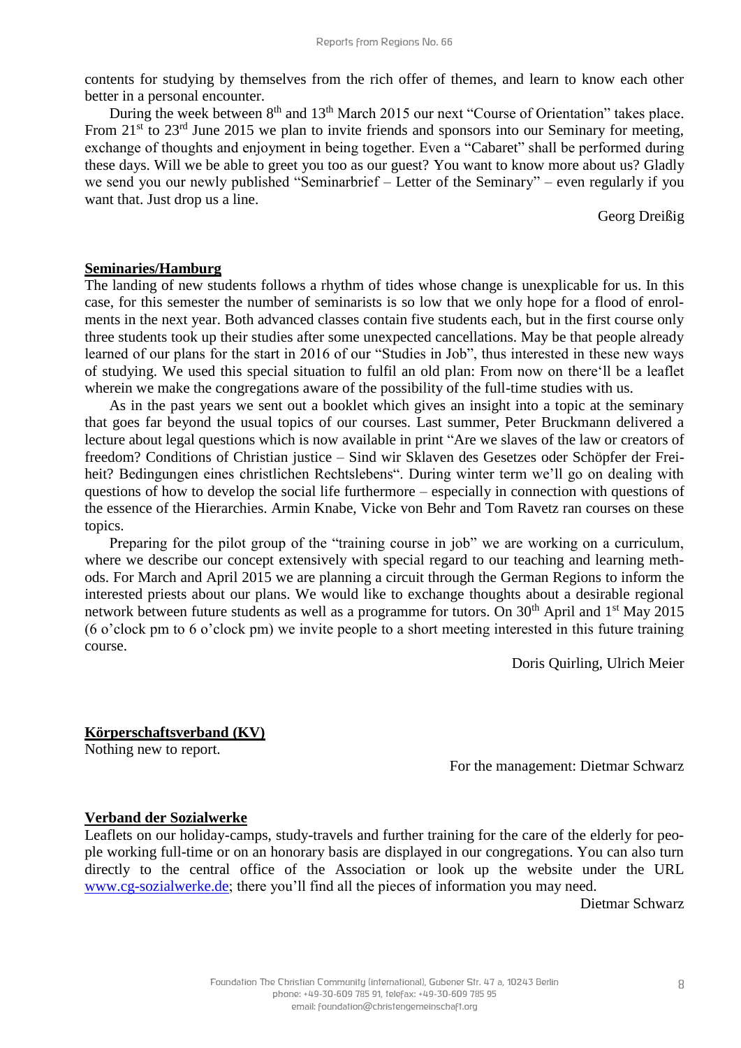contents for studying by themselves from the rich offer of themes, and learn to know each other better in a personal encounter.

During the week between 8th and 13th March 2015 our next "Course of Orientation" takes place. From 21st to 23rd June 2015 we plan to invite friends and sponsors into our Seminary for meeting, exchange of thoughts and enjoyment in being together. Even a "Cabaret" shall be performed during these days. Will we be able to greet you too as our guest? You want to know more about us? Gladly we send you our newly published "Seminarbrief – Letter of the Seminary" – even regularly if you want that. Just drop us a line.

Georg Dreißig

## Seminaries/Hamburg

The landing of new students follows a rhythm of tides whose change is unexplicable for us. In this case, for this semester the number of seminarists is so low that we only hope for a flood of enrolments in the next year. Both advanced classes contain five students each, but in the first course only three students took up their studies after some unexpected cancellations. May be that people already learned of our plans for the start in 2016 of our "Studies in Job", thus interested in these new ways of studying. We used this special situation to fulfil an old plan: From now on there'll be a leaflet wherein we make the congregations aware of the possibility of the full-time studies with us.

As in the past years we sent out a booklet which gives an insight into a topic at the seminary that goes far beyond the usual topics of our courses. Last summer, Peter Bruckmann delivered a lecture about legal questions which is now available in print "Are we slaves of the law or creators of freedom? Conditions of Christian justice – Sind wir Sklaven des Gesetzes oder Schöpfer der Freiheit? Bedingungen eines christlichen Rechtslebens". During winter term we'll go on dealing with questions of how to develop the social life furthermore – especially in connection with questions of the essence of the Hierarchies. Armin Knabe, Vicke von Behr and Tom Ravetz ran courses on these topics.

Preparing for the pilot group of the "training course in job" we are working on a curriculum, where we describe our concept extensively with special regard to our teaching and learning methods. For March and April 2015 we are planning a circuit through the German Regions to inform the interested priests about our plans. We would like to exchange thoughts about a desirable regional network between future students as well as a programme for tutors. On 30th April and 1st May 2015 (6 o'clock pm to 6 o'clock pm) we invite people to a short meeting interested in this future training course.

Doris Quirling, Ulrich Meier

## Körperschaftsverband (KV)

Nothing new to report.

For the management: Dietmar Schwarz

## Verband der Sozialwerke

Leaflets on our holiday-camps, study-travels and further training for the care of the elderly for people working full-time or on an honorary basis are displayed in our congregations. You can also turn directly to the central office of the Association or look up the website under the URL [www.cg-sozialwerke.de](http://www.cg-sozialwerke.de); there you'll find all the pieces of information you may need.

Dietmar Schwarz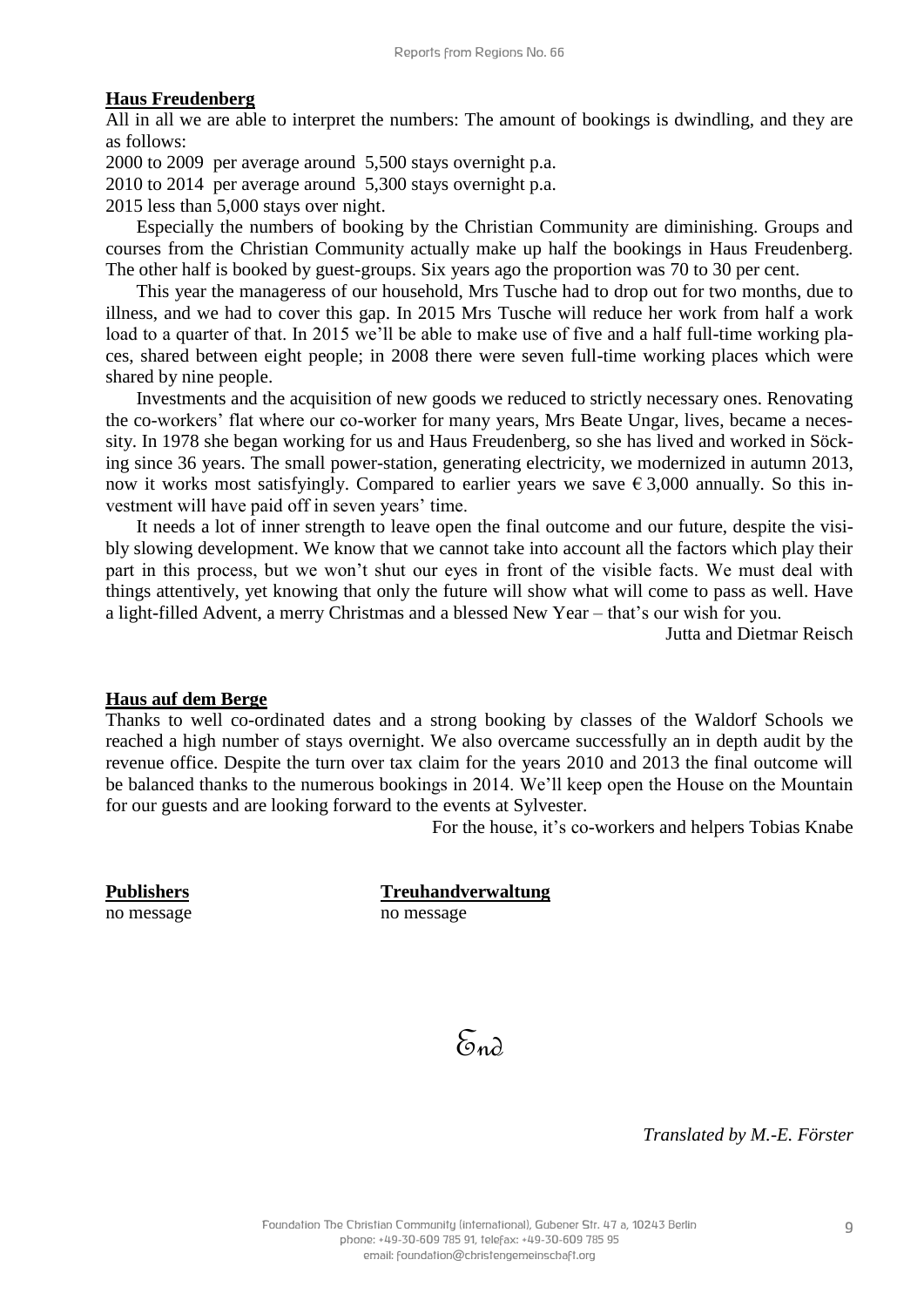**Haus Freudenberg**

All in all we are able to interpret the numbers: The amount of bookings is dwindling, and they are as follows:

2000 to 2009 per average around 5,500 stays overnight p.a.
2010 to 2014 per average around 5,300 stays overnight p.a.
2015 less than 5,000 stays over night.

Especially the numbers of booking by the Christian Community are diminishing. Groups and courses from the Christian Community actually make up half the bookings in Haus Freudenberg. The other half is booked by guest-groups. Six years ago the proportion was 70 to 30 per cent.

This year the manageress of our household, Mrs Tusche had to drop out for two months, due to illness, and we had to cover this gap. In 2015 Mrs Tusche will reduce her work from half a work load to a quarter of that. In 2015 we'll be able to make use of five and a half full-time working places, shared between eight people; in 2008 there were seven full-time working places which were shared by nine people.

Investments and the acquisition of new goods we reduced to strictly necessary ones. Renovating the co-workers' flat where our co-worker for many years, Mrs Beate Ungar, lives, became a necessity. In 1978 she began working for us and Haus Freudenberg, so she has lived and worked in Söcking since 36 years. The small power-station, generating electricity, we modernized in autumn 2013, now it works most satisfyingly. Compared to earlier years we save € 3,000 annually. So this investment will have paid off in seven years' time.

It needs a lot of inner strength to leave open the final outcome and our future, despite the visibly slowing development. We know that we cannot take into account all the factors which play their part in this process, but we won't shut our eyes in front of the visible facts. We must deal with things attentively, yet knowing that only the future will show what will come to pass as well. Have a light-filled Advent, a merry Christmas and a blessed New Year – that's our wish for you.

Jutta and Dietmar Reisch

**Haus auf dem Berge**

Thanks to well co-ordinated dates and a strong booking by classes of the Waldorf Schools we reached a high number of stays overnight. We also overcame successfully an in depth audit by the revenue office. Despite the turn over tax claim for the years 2010 and 2013 the final outcome will be balanced thanks to the numerous bookings in 2014. We'll keep open the House on the Mountain for our guests and are looking forward to the events at Sylvester.

For the house, it's co-workers and helpers Tobias Knabe

**Publishers**

no message

**Treuhandverwaltung**

no message

End

*Translated by M.-E. Förster*